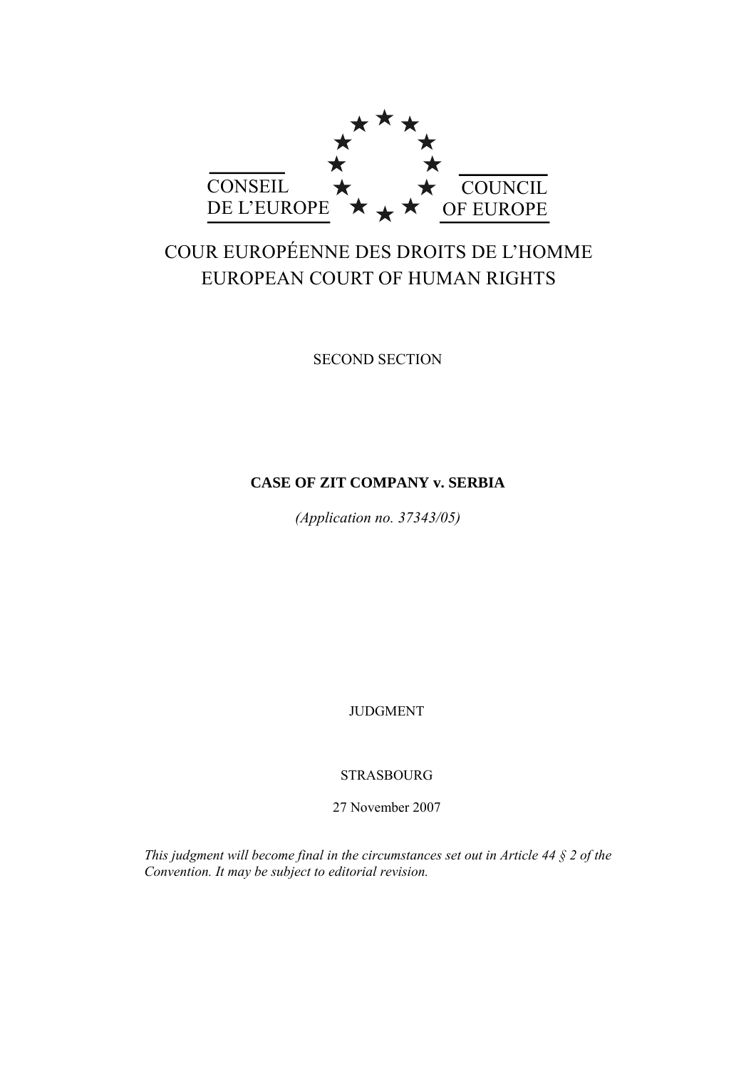CONSEIL DE L'EUROPE

COUNCIL OF EUROPE

# COUR EUROPÉENNE DES DROITS DE L'HOMME
# EUROPEAN COURT OF HUMAN RIGHTS

SECOND SECTION

**CASE OF ZIT COMPANY v. SERBIA**

*(Application no. 37343/05)*

JUDGMENT

STRASBOURG

27 November 2007

*This judgment will become final in the circumstances set out in Article 44 § 2 of the Convention. It may be subject to editorial revision.*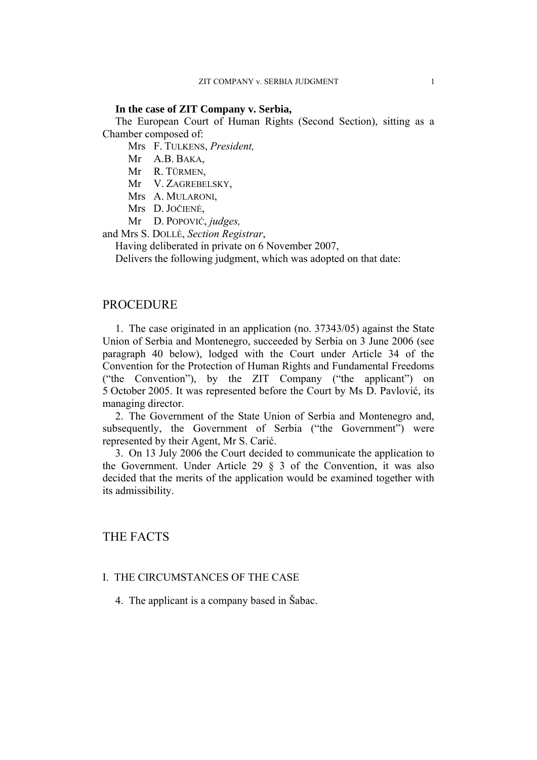**In the case of ZIT Company v. Serbia,**

The European Court of Human Rights (Second Section), sitting as a Chamber composed of:

Mrs F. TULKENS, *President,*
Mr A.B. BAKA,
Mr R. TÜRMEN,
Mr V. ZAGREBELSKY,
Mrs A. MULARONI,
Mrs D. JOČIENĖ,
Mr D. POPOVIĆ, *judges,*
and Mrs S. DOLLÉ, *Section Registrar*,

Having deliberated in private on 6 November 2007,

Delivers the following judgment, which was adopted on that date:

# PROCEDURE

1. The case originated in an application (no. 37343/05) against the State Union of Serbia and Montenegro, succeeded by Serbia on 3 June 2006 (see paragraph 40 below), lodged with the Court under Article 34 of the Convention for the Protection of Human Rights and Fundamental Freedoms ("the Convention"), by the ZIT Company ("the applicant") on 5 October 2005. It was represented before the Court by Ms D. Pavlović, its managing director.

2. The Government of the State Union of Serbia and Montenegro and, subsequently, the Government of Serbia ("the Government") were represented by their Agent, Mr S. Carić.

3. On 13 July 2006 the Court decided to communicate the application to the Government. Under Article 29 § 3 of the Convention, it was also decided that the merits of the application would be examined together with its admissibility.

# THE FACTS

## I. THE CIRCUMSTANCES OF THE CASE

4. The applicant is a company based in Šabac.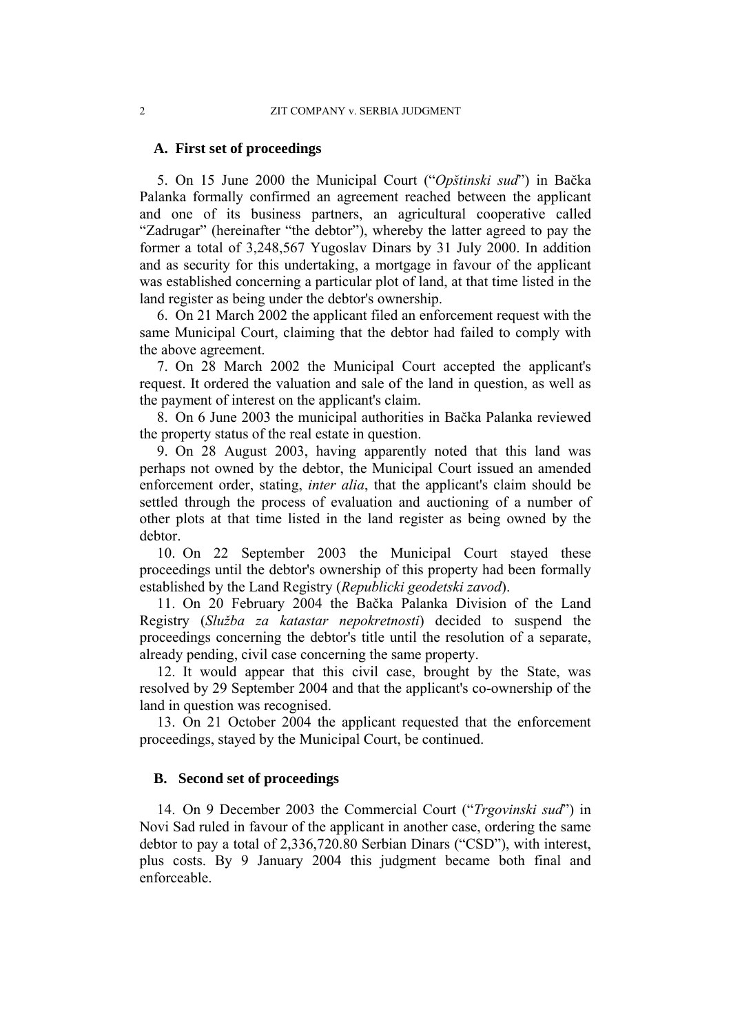## A. First set of proceedings

5. On 15 June 2000 the Municipal Court ("*Opštinski sud*") in Bačka Palanka formally confirmed an agreement reached between the applicant and one of its business partners, an agricultural cooperative called "Zadrugar" (hereinafter "the debtor"), whereby the latter agreed to pay the former a total of 3,248,567 Yugoslav Dinars by 31 July 2000. In addition and as security for this undertaking, a mortgage in favour of the applicant was established concerning a particular plot of land, at that time listed in the land register as being under the debtor's ownership.

6. On 21 March 2002 the applicant filed an enforcement request with the same Municipal Court, claiming that the debtor had failed to comply with the above agreement.

7. On 28 March 2002 the Municipal Court accepted the applicant's request. It ordered the valuation and sale of the land in question, as well as the payment of interest on the applicant's claim.

8. On 6 June 2003 the municipal authorities in Bačka Palanka reviewed the property status of the real estate in question.

9. On 28 August 2003, having apparently noted that this land was perhaps not owned by the debtor, the Municipal Court issued an amended enforcement order, stating, *inter alia*, that the applicant's claim should be settled through the process of evaluation and auctioning of a number of other plots at that time listed in the land register as being owned by the debtor.

10. On 22 September 2003 the Municipal Court stayed these proceedings until the debtor's ownership of this property had been formally established by the Land Registry (*Republicki geodetski zavod*).

11. On 20 February 2004 the Bačka Palanka Division of the Land Registry (*Služba za katastar nepokretnosti*) decided to suspend the proceedings concerning the debtor's title until the resolution of a separate, already pending, civil case concerning the same property.

12. It would appear that this civil case, brought by the State, was resolved by 29 September 2004 and that the applicant's co-ownership of the land in question was recognised.

13. On 21 October 2004 the applicant requested that the enforcement proceedings, stayed by the Municipal Court, be continued.

## B. Second set of proceedings

14. On 9 December 2003 the Commercial Court ("*Trgovinski sud*") in Novi Sad ruled in favour of the applicant in another case, ordering the same debtor to pay a total of 2,336,720.80 Serbian Dinars ("CSD"), with interest, plus costs. By 9 January 2004 this judgment became both final and enforceable.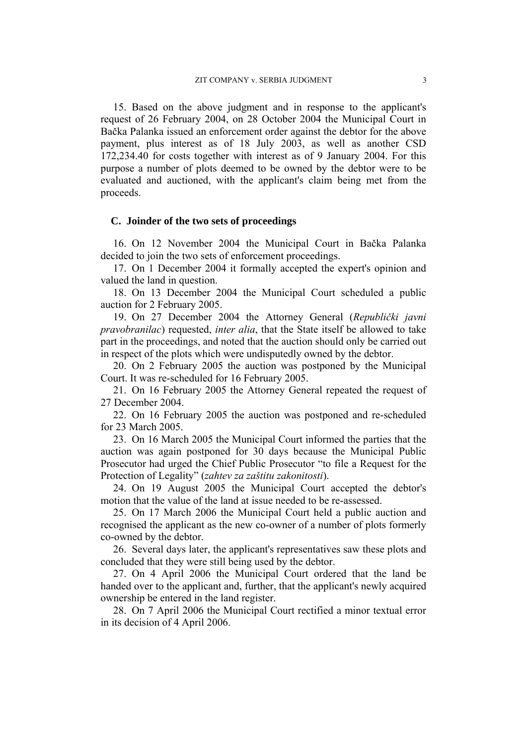15. Based on the above judgment and in response to the applicant's request of 26 February 2004, on 28 October 2004 the Municipal Court in Bačka Palanka issued an enforcement order against the debtor for the above payment, plus interest as of 18 July 2003, as well as another CSD 172,234.40 for costs together with interest as of 9 January 2004. For this purpose a number of plots deemed to be owned by the debtor were to be evaluated and auctioned, with the applicant's claim being met from the proceeds.

### C. Joinder of the two sets of proceedings

16. On 12 November 2004 the Municipal Court in Bačka Palanka decided to join the two sets of enforcement proceedings.

17. On 1 December 2004 it formally accepted the expert's opinion and valued the land in question.

18. On 13 December 2004 the Municipal Court scheduled a public auction for 2 February 2005.

19. On 27 December 2004 the Attorney General (*Republički javni pravobranilac*) requested, *inter alia*, that the State itself be allowed to take part in the proceedings, and noted that the auction should only be carried out in respect of the plots which were undisputedly owned by the debtor.

20. On 2 February 2005 the auction was postponed by the Municipal Court. It was re-scheduled for 16 February 2005.

21. On 16 February 2005 the Attorney General repeated the request of 27 December 2004.

22. On 16 February 2005 the auction was postponed and re-scheduled for 23 March 2005.

23. On 16 March 2005 the Municipal Court informed the parties that the auction was again postponed for 30 days because the Municipal Public Prosecutor had urged the Chief Public Prosecutor "to file a Request for the Protection of Legality" (*zahtev za zaštitu zakonitosti*).

24. On 19 August 2005 the Municipal Court accepted the debtor's motion that the value of the land at issue needed to be re-assessed.

25. On 17 March 2006 the Municipal Court held a public auction and recognised the applicant as the new co-owner of a number of plots formerly co-owned by the debtor.

26. Several days later, the applicant's representatives saw these plots and concluded that they were still being used by the debtor.

27. On 4 April 2006 the Municipal Court ordered that the land be handed over to the applicant and, further, that the applicant's newly acquired ownership be entered in the land register.

28. On 7 April 2006 the Municipal Court rectified a minor textual error in its decision of 4 April 2006.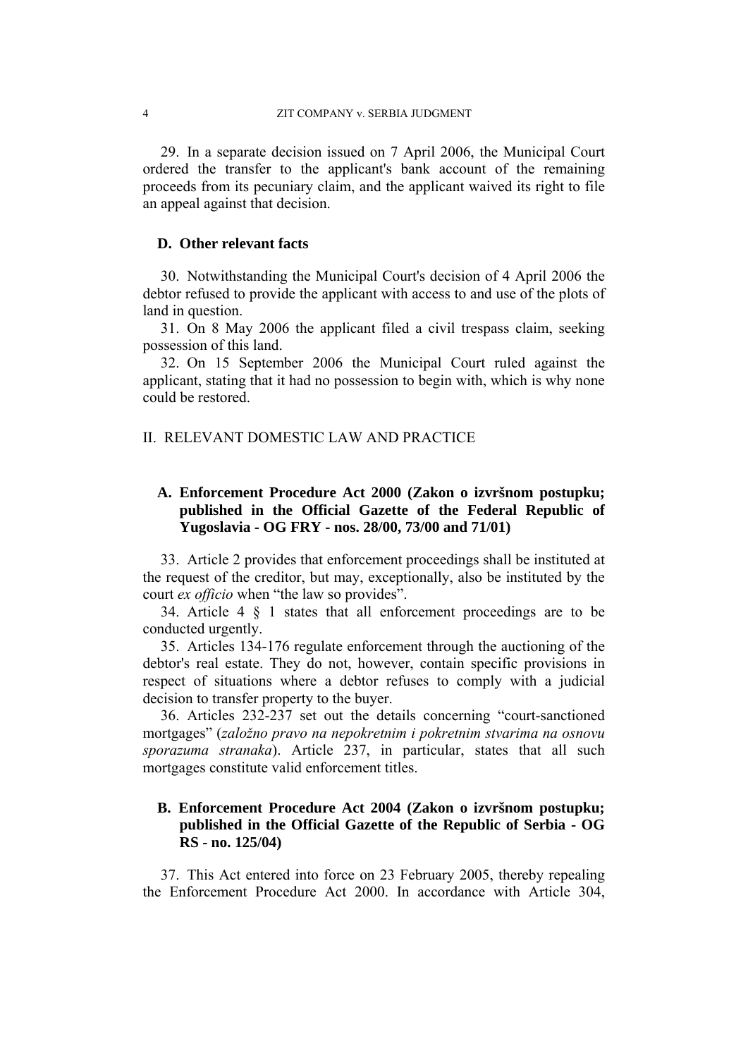29. In a separate decision issued on 7 April 2006, the Municipal Court ordered the transfer to the applicant's bank account of the remaining proceeds from its pecuniary claim, and the applicant waived its right to file an appeal against that decision.

### D. Other relevant facts

30. Notwithstanding the Municipal Court's decision of 4 April 2006 the debtor refused to provide the applicant with access to and use of the plots of land in question.

31. On 8 May 2006 the applicant filed a civil trespass claim, seeking possession of this land.

32. On 15 September 2006 the Municipal Court ruled against the applicant, stating that it had no possession to begin with, which is why none could be restored.

## II. RELEVANT DOMESTIC LAW AND PRACTICE

### A. Enforcement Procedure Act 2000 (Zakon o izvršnom postupku; published in the Official Gazette of the Federal Republic of Yugoslavia - OG FRY - nos. 28/00, 73/00 and 71/01)

33. Article 2 provides that enforcement proceedings shall be instituted at the request of the creditor, but may, exceptionally, also be instituted by the court *ex officio* when "the law so provides".

34. Article 4 § 1 states that all enforcement proceedings are to be conducted urgently.

35. Articles 134-176 regulate enforcement through the auctioning of the debtor's real estate. They do not, however, contain specific provisions in respect of situations where a debtor refuses to comply with a judicial decision to transfer property to the buyer.

36. Articles 232-237 set out the details concerning "court-sanctioned mortgages" (*založno pravo na nepokretnim i pokretnim stvarima na osnovu sporazuma stranaka*). Article 237, in particular, states that all such mortgages constitute valid enforcement titles.

### B. Enforcement Procedure Act 2004 (Zakon o izvršnom postupku; published in the Official Gazette of the Republic of Serbia - OG RS - no. 125/04)

37. This Act entered into force on 23 February 2005, thereby repealing the Enforcement Procedure Act 2000. In accordance with Article 304,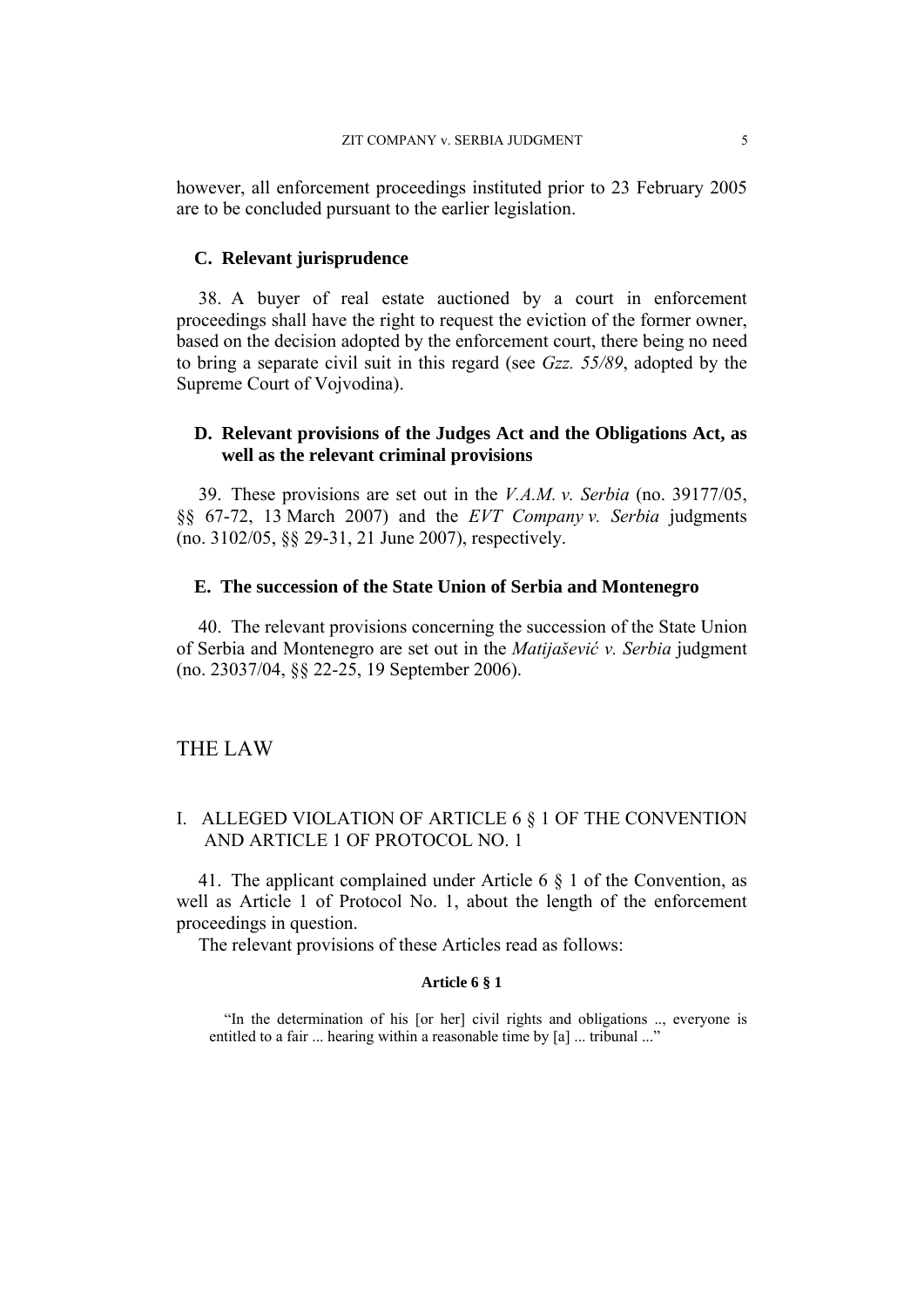however, all enforcement proceedings instituted prior to 23 February 2005 are to be concluded pursuant to the earlier legislation.

### C. Relevant jurisprudence

38. A buyer of real estate auctioned by a court in enforcement proceedings shall have the right to request the eviction of the former owner, based on the decision adopted by the enforcement court, there being no need to bring a separate civil suit in this regard (see *Gzz. 55/89*, adopted by the Supreme Court of Vojvodina).

### D. Relevant provisions of the Judges Act and the Obligations Act, as well as the relevant criminal provisions

39. These provisions are set out in the *V.A.M. v. Serbia* (no. 39177/05, §§ 67-72, 13 March 2007) and the *EVT Company v. Serbia* judgments (no. 3102/05, §§ 29-31, 21 June 2007), respectively.

### E. The succession of the State Union of Serbia and Montenegro

40. The relevant provisions concerning the succession of the State Union of Serbia and Montenegro are set out in the *Matijašević v. Serbia* judgment (no. 23037/04, §§ 22-25, 19 September 2006).

# THE LAW

## I. ALLEGED VIOLATION OF ARTICLE 6 § 1 OF THE CONVENTION AND ARTICLE 1 OF PROTOCOL NO. 1

41. The applicant complained under Article 6 § 1 of the Convention, as well as Article 1 of Protocol No. 1, about the length of the enforcement proceedings in question.

The relevant provisions of these Articles read as follows:

**Article 6 § 1**

"In the determination of his [or her] civil rights and obligations .., everyone is entitled to a fair ... hearing within a reasonable time by [a] ... tribunal ..."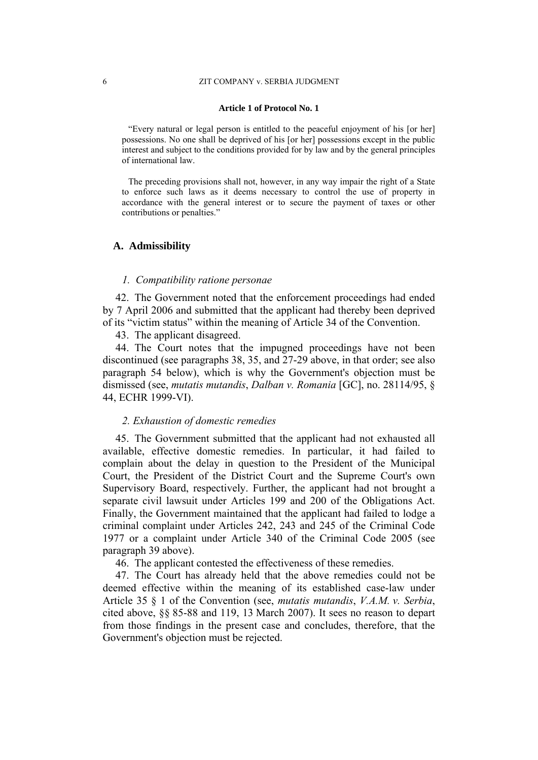#### Article 1 of Protocol No. 1

"Every natural or legal person is entitled to the peaceful enjoyment of his [or her] possessions. No one shall be deprived of his [or her] possessions except in the public interest and subject to the conditions provided for by law and by the general principles of international law.

The preceding provisions shall not, however, in any way impair the right of a State to enforce such laws as it deems necessary to control the use of property in accordance with the general interest or to secure the payment of taxes or other contributions or penalties."

## A. Admissibility

### *1. Compatibility ratione personae*

42. The Government noted that the enforcement proceedings had ended by 7 April 2006 and submitted that the applicant had thereby been deprived of its "victim status" within the meaning of Article 34 of the Convention.

43. The applicant disagreed.

44. The Court notes that the impugned proceedings have not been discontinued (see paragraphs 38, 35, and 27-29 above, in that order; see also paragraph 54 below), which is why the Government's objection must be dismissed (see, *mutatis mutandis*, *Dalban v. Romania* [GC], no. 28114/95, § 44, ECHR 1999-VI).

### *2. Exhaustion of domestic remedies*

45. The Government submitted that the applicant had not exhausted all available, effective domestic remedies. In particular, it had failed to complain about the delay in question to the President of the Municipal Court, the President of the District Court and the Supreme Court's own Supervisory Board, respectively. Further, the applicant had not brought a separate civil lawsuit under Articles 199 and 200 of the Obligations Act. Finally, the Government maintained that the applicant had failed to lodge a criminal complaint under Articles 242, 243 and 245 of the Criminal Code 1977 or a complaint under Article 340 of the Criminal Code 2005 (see paragraph 39 above).

46. The applicant contested the effectiveness of these remedies.

47. The Court has already held that the above remedies could not be deemed effective within the meaning of its established case-law under Article 35 § 1 of the Convention (see, *mutatis mutandis*, *V.A.M. v. Serbia*, cited above, §§ 85-88 and 119, 13 March 2007). It sees no reason to depart from those findings in the present case and concludes, therefore, that the Government's objection must be rejected.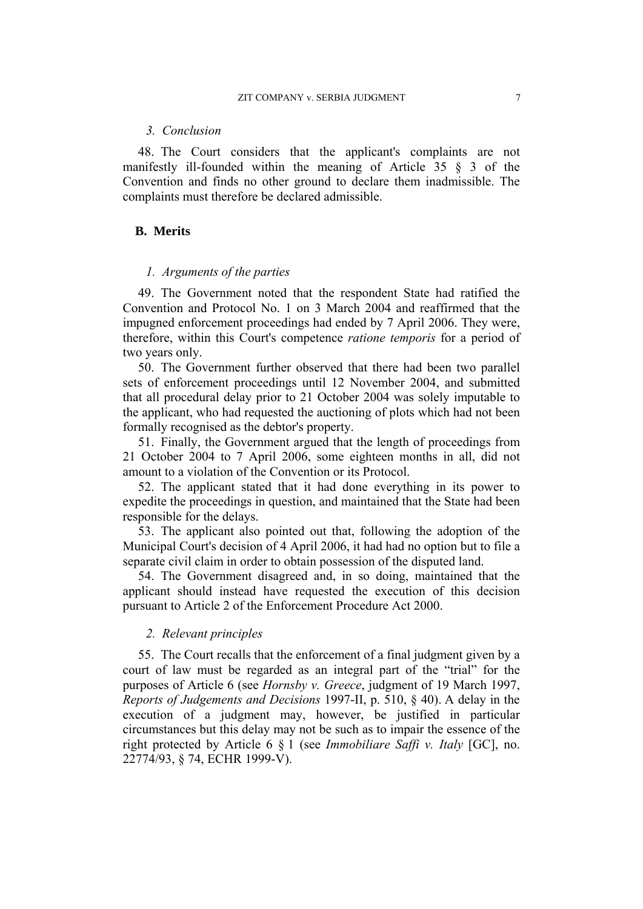### *3. Conclusion*

48. The Court considers that the applicant's complaints are not manifestly ill-founded within the meaning of Article 35 § 3 of the Convention and finds no other ground to declare them inadmissible. The complaints must therefore be declared admissible.

## B. Merits

### *1. Arguments of the parties*

49. The Government noted that the respondent State had ratified the Convention and Protocol No. 1 on 3 March 2004 and reaffirmed that the impugned enforcement proceedings had ended by 7 April 2006. They were, therefore, within this Court's competence *ratione temporis* for a period of two years only.

50. The Government further observed that there had been two parallel sets of enforcement proceedings until 12 November 2004, and submitted that all procedural delay prior to 21 October 2004 was solely imputable to the applicant, who had requested the auctioning of plots which had not been formally recognised as the debtor's property.

51. Finally, the Government argued that the length of proceedings from 21 October 2004 to 7 April 2006, some eighteen months in all, did not amount to a violation of the Convention or its Protocol.

52. The applicant stated that it had done everything in its power to expedite the proceedings in question, and maintained that the State had been responsible for the delays.

53. The applicant also pointed out that, following the adoption of the Municipal Court's decision of 4 April 2006, it had had no option but to file a separate civil claim in order to obtain possession of the disputed land.

54. The Government disagreed and, in so doing, maintained that the applicant should instead have requested the execution of this decision pursuant to Article 2 of the Enforcement Procedure Act 2000.

### *2. Relevant principles*

55. The Court recalls that the enforcement of a final judgment given by a court of law must be regarded as an integral part of the "trial" for the purposes of Article 6 (see *Hornsby v. Greece*, judgment of 19 March 1997, *Reports of Judgements and Decisions* 1997-II, p. 510, § 40). A delay in the execution of a judgment may, however, be justified in particular circumstances but this delay may not be such as to impair the essence of the right protected by Article 6 § 1 (see *Immobiliare Saffi v. Italy* [GC], no. 22774/93, § 74, ECHR 1999-V).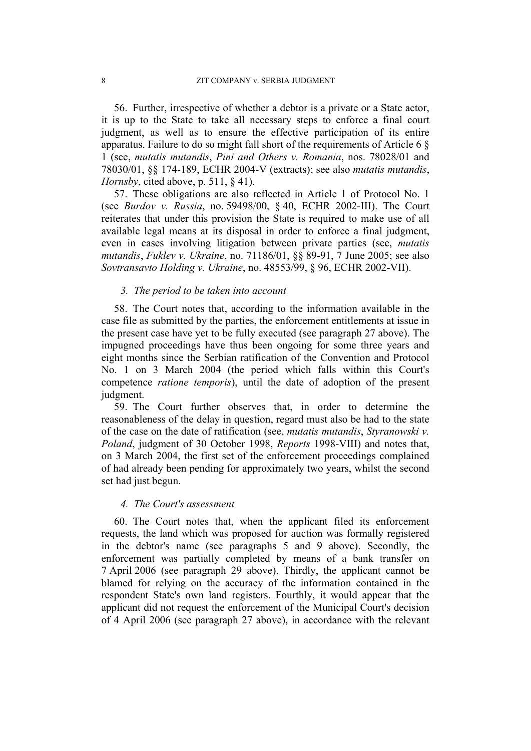56. Further, irrespective of whether a debtor is a private or a State actor, it is up to the State to take all necessary steps to enforce a final court judgment, as well as to ensure the effective participation of its entire apparatus. Failure to do so might fall short of the requirements of Article 6 § 1 (see, *mutatis mutandis*, *Pini and Others v. Romania*, nos. 78028/01 and 78030/01, §§ 174-189, ECHR 2004-V (extracts); see also *mutatis mutandis*, *Hornsby*, cited above, p. 511, § 41).

57. These obligations are also reflected in Article 1 of Protocol No. 1 (see *Burdov v. Russia*, no. 59498/00, § 40, ECHR 2002-III). The Court reiterates that under this provision the State is required to make use of all available legal means at its disposal in order to enforce a final judgment, even in cases involving litigation between private parties (see, *mutatis mutandis*, *Fuklev v. Ukraine*, no. 71186/01, §§ 89-91, 7 June 2005; see also *Sovtransavto Holding v. Ukraine*, no. 48553/99, § 96, ECHR 2002-VII).

### *3. The period to be taken into account*

58. The Court notes that, according to the information available in the case file as submitted by the parties, the enforcement entitlements at issue in the present case have yet to be fully executed (see paragraph 27 above). The impugned proceedings have thus been ongoing for some three years and eight months since the Serbian ratification of the Convention and Protocol No. 1 on 3 March 2004 (the period which falls within this Court's competence *ratione temporis*), until the date of adoption of the present judgment.

59. The Court further observes that, in order to determine the reasonableness of the delay in question, regard must also be had to the state of the case on the date of ratification (see, *mutatis mutandis*, *Styranowski v. Poland*, judgment of 30 October 1998, *Reports* 1998-VIII) and notes that, on 3 March 2004, the first set of the enforcement proceedings complained of had already been pending for approximately two years, whilst the second set had just begun.

### *4. The Court's assessment*

60. The Court notes that, when the applicant filed its enforcement requests, the land which was proposed for auction was formally registered in the debtor's name (see paragraphs 5 and 9 above). Secondly, the enforcement was partially completed by means of a bank transfer on 7 April 2006 (see paragraph 29 above). Thirdly, the applicant cannot be blamed for relying on the accuracy of the information contained in the respondent State's own land registers. Fourthly, it would appear that the applicant did not request the enforcement of the Municipal Court's decision of 4 April 2006 (see paragraph 27 above), in accordance with the relevant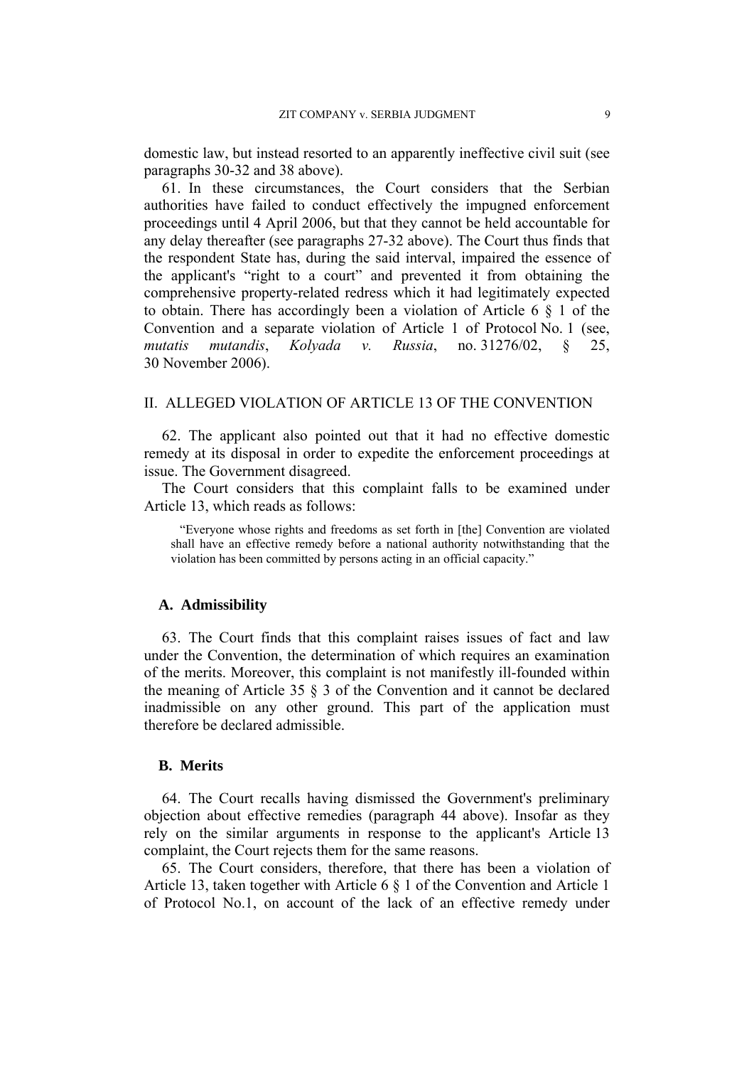domestic law, but instead resorted to an apparently ineffective civil suit (see paragraphs 30-32 and 38 above).

61. In these circumstances, the Court considers that the Serbian authorities have failed to conduct effectively the impugned enforcement proceedings until 4 April 2006, but that they cannot be held accountable for any delay thereafter (see paragraphs 27-32 above). The Court thus finds that the respondent State has, during the said interval, impaired the essence of the applicant's "right to a court" and prevented it from obtaining the comprehensive property-related redress which it had legitimately expected to obtain. There has accordingly been a violation of Article 6 § 1 of the Convention and a separate violation of Article 1 of Protocol No. 1 (see, *mutatis mutandis*, *Kolyada v. Russia*, no. 31276/02, § 25, 30 November 2006).

## II. ALLEGED VIOLATION OF ARTICLE 13 OF THE CONVENTION

62. The applicant also pointed out that it had no effective domestic remedy at its disposal in order to expedite the enforcement proceedings at issue. The Government disagreed.

The Court considers that this complaint falls to be examined under Article 13, which reads as follows:

> "Everyone whose rights and freedoms as set forth in [the] Convention are violated shall have an effective remedy before a national authority notwithstanding that the violation has been committed by persons acting in an official capacity."

### A. Admissibility

63. The Court finds that this complaint raises issues of fact and law under the Convention, the determination of which requires an examination of the merits. Moreover, this complaint is not manifestly ill-founded within the meaning of Article 35 § 3 of the Convention and it cannot be declared inadmissible on any other ground. This part of the application must therefore be declared admissible.

### B. Merits

64. The Court recalls having dismissed the Government's preliminary objection about effective remedies (paragraph 44 above). Insofar as they rely on the similar arguments in response to the applicant's Article 13 complaint, the Court rejects them for the same reasons.

65. The Court considers, therefore, that there has been a violation of Article 13, taken together with Article 6 § 1 of the Convention and Article 1 of Protocol No.1, on account of the lack of an effective remedy under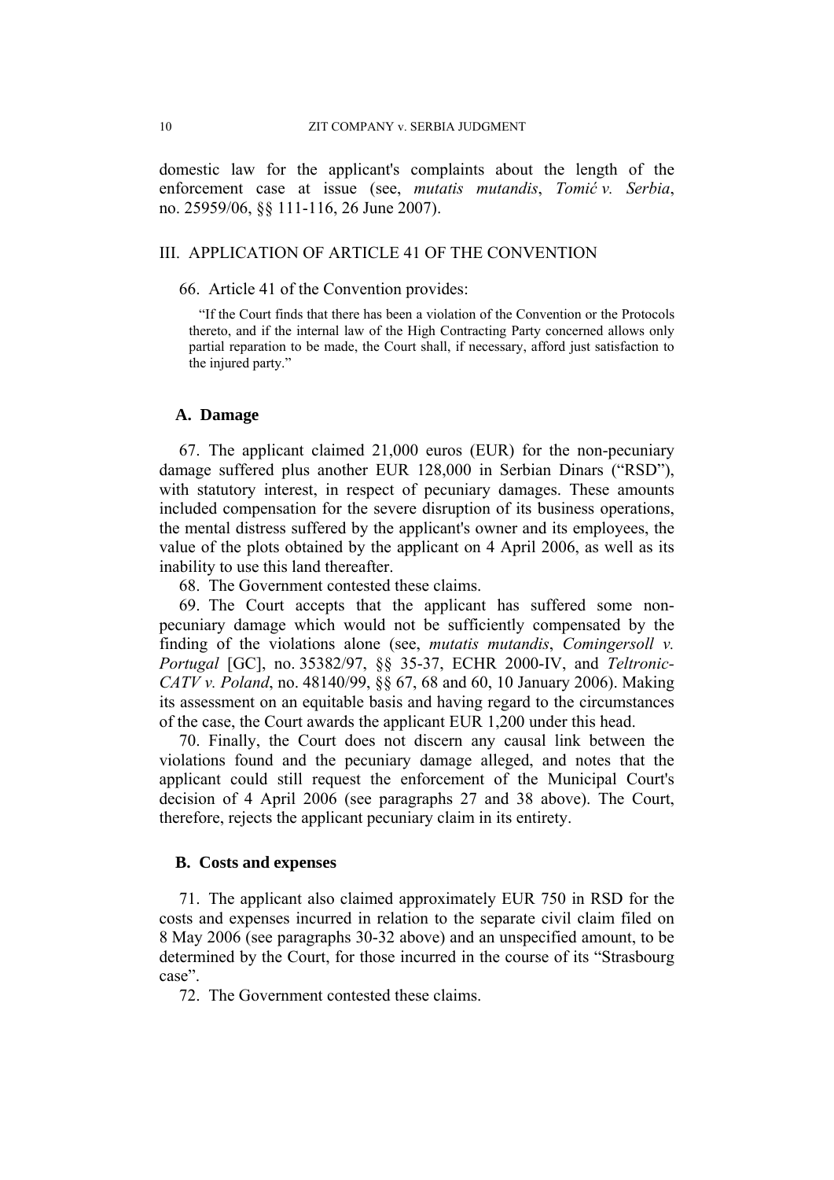domestic law for the applicant's complaints about the length of the enforcement case at issue (see, *mutatis mutandis*, *Tomić v. Serbia*, no. 25959/06, §§ 111-116, 26 June 2007).

## III. APPLICATION OF ARTICLE 41 OF THE CONVENTION

66. Article 41 of the Convention provides:

> "If the Court finds that there has been a violation of the Convention or the Protocols thereto, and if the internal law of the High Contracting Party concerned allows only partial reparation to be made, the Court shall, if necessary, afford just satisfaction to the injured party."

### A. Damage

67. The applicant claimed 21,000 euros (EUR) for the non-pecuniary damage suffered plus another EUR 128,000 in Serbian Dinars ("RSD"), with statutory interest, in respect of pecuniary damages. These amounts included compensation for the severe disruption of its business operations, the mental distress suffered by the applicant's owner and its employees, the value of the plots obtained by the applicant on 4 April 2006, as well as its inability to use this land thereafter.

68. The Government contested these claims.

69. The Court accepts that the applicant has suffered some non-pecuniary damage which would not be sufficiently compensated by the finding of the violations alone (see, *mutatis mutandis*, *Comingersoll v. Portugal* [GC], no. 35382/97, §§ 35-37, ECHR 2000-IV, and *Teltronic-CATV v. Poland*, no. 48140/99, §§ 67, 68 and 60, 10 January 2006). Making its assessment on an equitable basis and having regard to the circumstances of the case, the Court awards the applicant EUR 1,200 under this head.

70. Finally, the Court does not discern any causal link between the violations found and the pecuniary damage alleged, and notes that the applicant could still request the enforcement of the Municipal Court's decision of 4 April 2006 (see paragraphs 27 and 38 above). The Court, therefore, rejects the applicant pecuniary claim in its entirety.

### B. Costs and expenses

71. The applicant also claimed approximately EUR 750 in RSD for the costs and expenses incurred in relation to the separate civil claim filed on 8 May 2006 (see paragraphs 30-32 above) and an unspecified amount, to be determined by the Court, for those incurred in the course of its "Strasbourg case".

72. The Government contested these claims.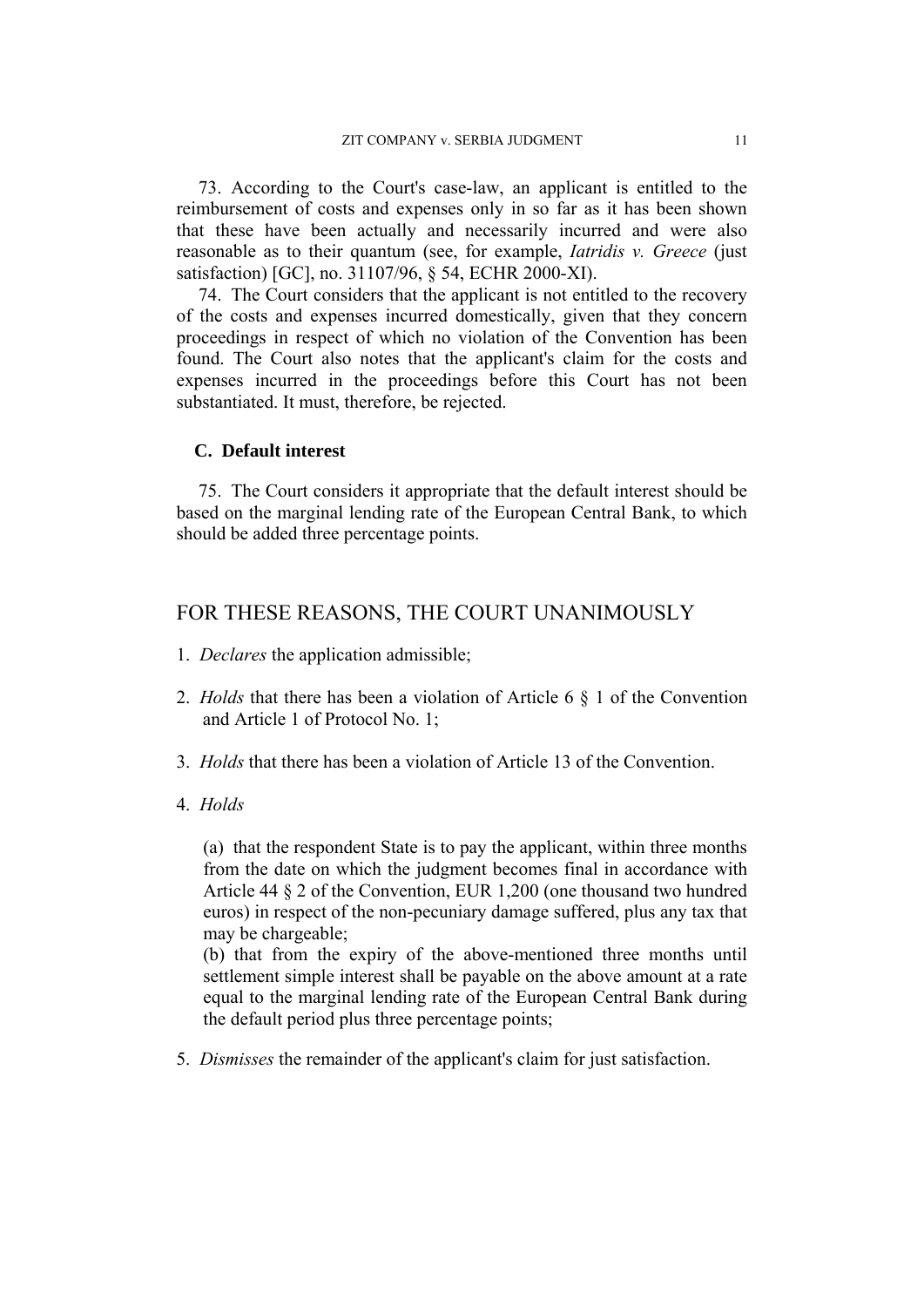73. According to the Court's case-law, an applicant is entitled to the reimbursement of costs and expenses only in so far as it has been shown that these have been actually and necessarily incurred and were also reasonable as to their quantum (see, for example, *Iatridis v. Greece* (just satisfaction) [GC], no. 31107/96, § 54, ECHR 2000-XI).

74. The Court considers that the applicant is not entitled to the recovery of the costs and expenses incurred domestically, given that they concern proceedings in respect of which no violation of the Convention has been found. The Court also notes that the applicant's claim for the costs and expenses incurred in the proceedings before this Court has not been substantiated. It must, therefore, be rejected.

### C. Default interest

75. The Court considers it appropriate that the default interest should be based on the marginal lending rate of the European Central Bank, to which should be added three percentage points.

## FOR THESE REASONS, THE COURT UNANIMOUSLY

1. *Declares* the application admissible;

2. *Holds* that there has been a violation of Article 6 § 1 of the Convention and Article 1 of Protocol No. 1;

3. *Holds* that there has been a violation of Article 13 of the Convention.

4. *Holds*

   (a) that the respondent State is to pay the applicant, within three months from the date on which the judgment becomes final in accordance with Article 44 § 2 of the Convention, EUR 1,200 (one thousand two hundred euros) in respect of the non-pecuniary damage suffered, plus any tax that may be chargeable;
   (b) that from the expiry of the above-mentioned three months until settlement simple interest shall be payable on the above amount at a rate equal to the marginal lending rate of the European Central Bank during the default period plus three percentage points;

5. *Dismisses* the remainder of the applicant's claim for just satisfaction.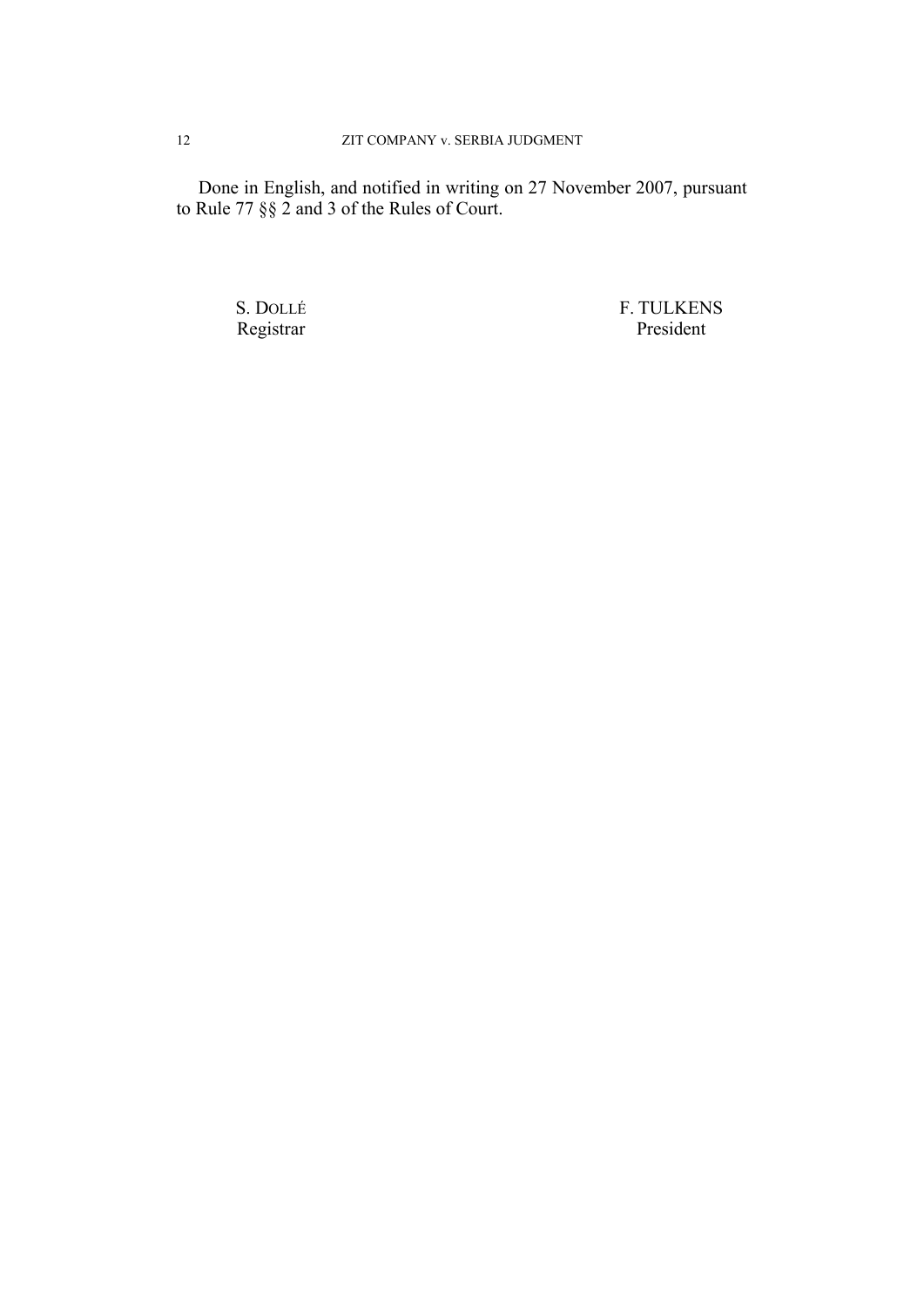Done in English, and notified in writing on 27 November 2007, pursuant to Rule 77 §§ 2 and 3 of the Rules of Court.

| | |
|---|---|
| S. DOLLÉ | F. TULKENS |
| Registrar | President |